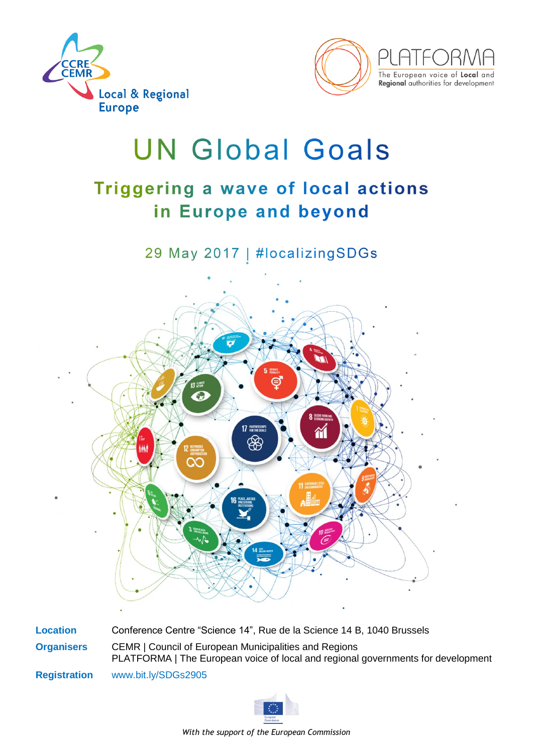# UN Global Goals

## Triggering a wave of local actions in Europe and beyond

29 May 2017 | #localizingSDGs

**Location** Conference Centre “Science 14”, Rue de la Science 14 B, 1040 Brussels

**Organisers** CEMR | Council of European Municipalities and Regions
PLATFORMA | The European voice of local and regional governments for development

**Registration** www.bit.ly/SDGs2905

*With the support of the European Commission*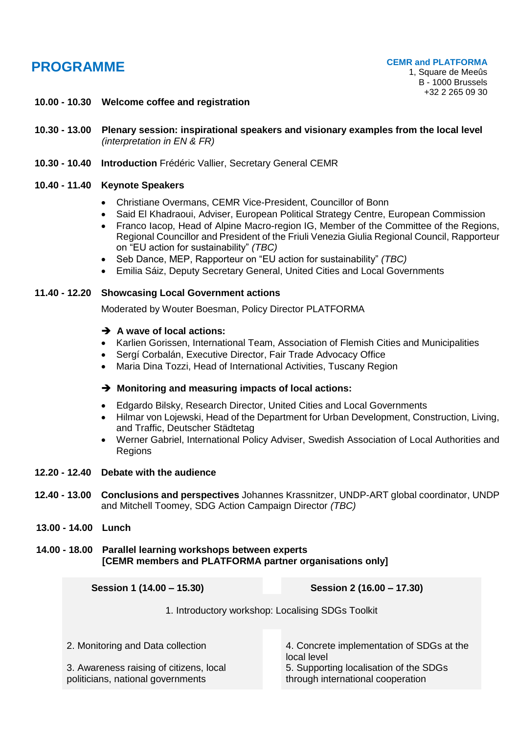# PROGRAMME

**CEMR and PLATFORMA**
1, Square de Meeûs
B - 1000 Brussels
+32 2 265 09 30

**10.00 - 10.30 Welcome coffee and registration**

**10.30 - 13.00 Plenary session: inspirational speakers and visionary examples from the local level**
*(interpretation in EN & FR)*

**10.30 - 10.40 Introduction** Frédéric Vallier, Secretary General CEMR

**10.40 - 11.40 Keynote Speakers**

- Christiane Overmans, CEMR Vice-President, Councillor of Bonn
- Said El Khadraoui, Adviser, European Political Strategy Centre, European Commission
- Franco Iacop, Head of Alpine Macro-region IG, Member of the Committee of the Regions, Regional Councillor and President of the Friuli Venezia Giulia Regional Council, Rapporteur on "EU action for sustainability" *(TBC)*
- Seb Dance, MEP, Rapporteur on "EU action for sustainability" *(TBC)*
- Emilia Sáiz, Deputy Secretary General, United Cities and Local Governments

**11.40 - 12.20 Showcasing Local Government actions**

Moderated by Wouter Boesman, Policy Director PLATFORMA

➔ **A wave of local actions:**

- Karlien Gorissen, International Team, Association of Flemish Cities and Municipalities
- Sergí Corbalán, Executive Director, Fair Trade Advocacy Office
- Maria Dina Tozzi, Head of International Activities, Tuscany Region

➔ **Monitoring and measuring impacts of local actions:**

- Edgardo Bilsky, Research Director, United Cities and Local Governments
- Hilmar von Lojewski, Head of the Department for Urban Development, Construction, Living, and Traffic, Deutscher Städtetag
- Werner Gabriel, International Policy Adviser, Swedish Association of Local Authorities and Regions

**12.20 - 12.40 Debate with the audience**

**12.40 - 13.00 Conclusions and perspectives** Johannes Krassnitzer, UNDP-ART global coordinator, UNDP and Mitchell Toomey, SDG Action Campaign Director *(TBC)*

**13.00 - 14.00 Lunch**

**14.00 - 18.00 Parallel learning workshops between experts**
**[CEMR members and PLATFORMA partner organisations only]**

| **Session 1 (14.00 – 15.30)** | **Session 2 (16.00 – 17.30)** |
| --- | --- |
| 1. Introductory workshop: Localising SDGs Toolkit | |
| 2. Monitoring and Data collection<br><br>3. Awareness raising of citizens, local politicians, national governments | 4. Concrete implementation of SDGs at the local level<br>5. Supporting localisation of the SDGs through international cooperation |